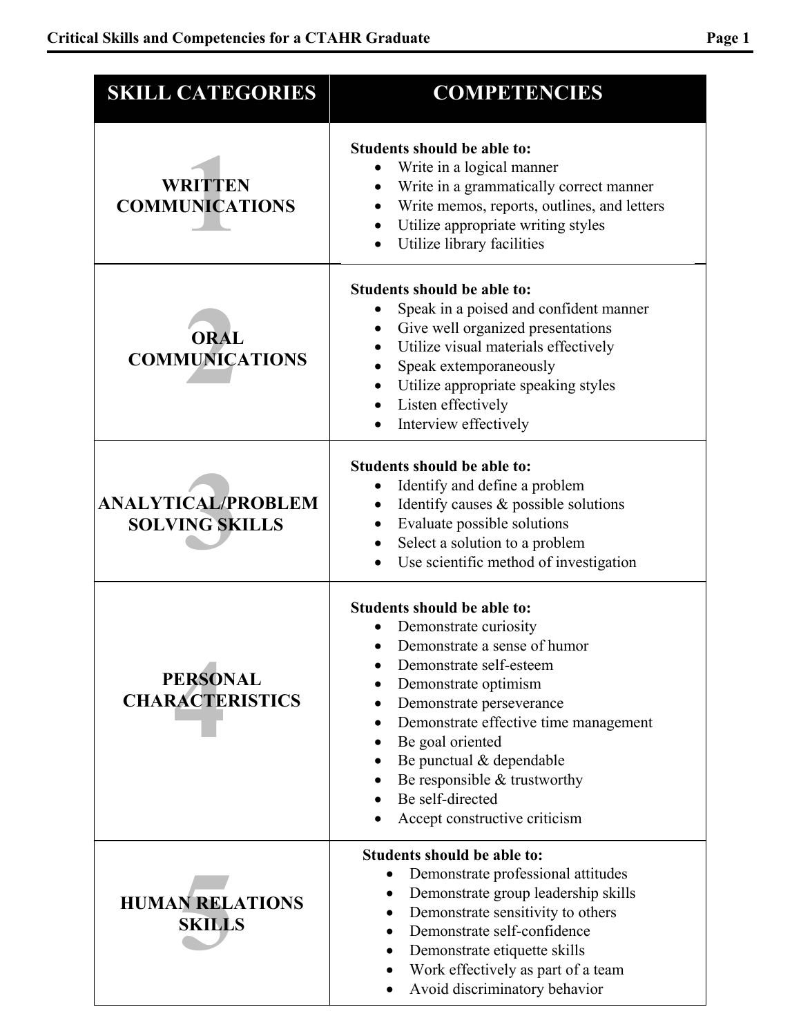# Critical Skills and Competencies for a CTAHR Graduate

| SKILL CATEGORIES | COMPETENCIES |
| --- | --- |
| 1 WRITTEN COMMUNICATIONS | **Students should be able to:**<br>• Write in a logical manner<br>• Write in a grammatically correct manner<br>• Write memos, reports, outlines, and letters<br>• Utilize appropriate writing styles<br>• Utilize library facilities |
| 2 ORAL COMMUNICATIONS | **Students should be able to:**<br>• Speak in a poised and confident manner<br>• Give well organized presentations<br>• Utilize visual materials effectively<br>• Speak extemporaneously<br>• Utilize appropriate speaking styles<br>• Listen effectively<br>• Interview effectively |
| 3 ANALYTICAL/PROBLEM SOLVING SKILLS | **Students should be able to:**<br>• Identify and define a problem<br>• Identify causes & possible solutions<br>• Evaluate possible solutions<br>• Select a solution to a problem<br>• Use scientific method of investigation |
| 4 PERSONAL CHARACTERISTICS | **Students should be able to:**<br>• Demonstrate curiosity<br>• Demonstrate a sense of humor<br>• Demonstrate self-esteem<br>• Demonstrate optimism<br>• Demonstrate perseverance<br>• Demonstrate effective time management<br>• Be goal oriented<br>• Be punctual & dependable<br>• Be responsible & trustworthy<br>• Be self-directed<br>• Accept constructive criticism |
| 5 HUMAN RELATIONS SKILLS | **Students should be able to:**<br>• Demonstrate professional attitudes<br>• Demonstrate group leadership skills<br>• Demonstrate sensitivity to others<br>• Demonstrate self-confidence<br>• Demonstrate etiquette skills<br>• Work effectively as part of a team<br>• Avoid discriminatory behavior |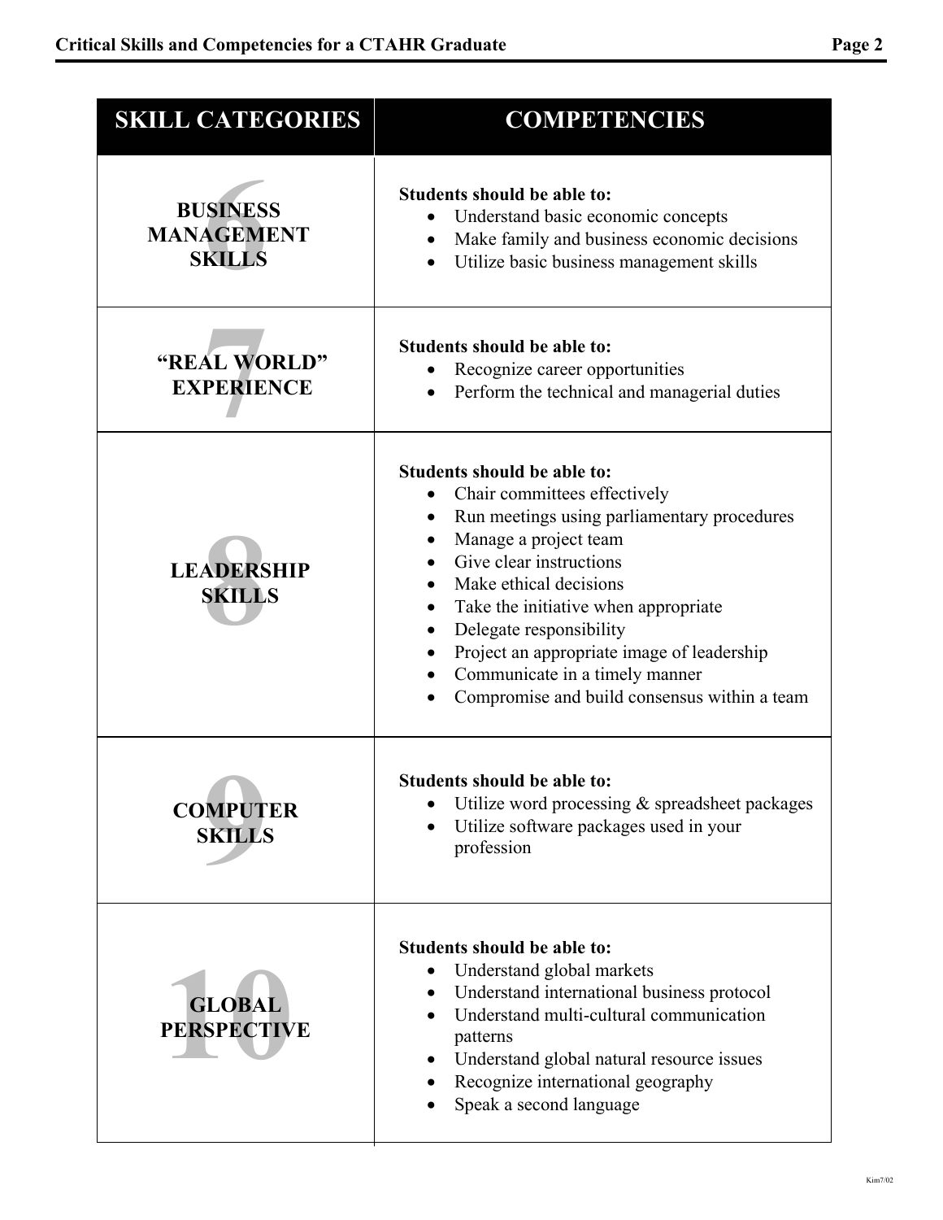| SKILL CATEGORIES | COMPETENCIES |
|---|---|
| 6 **BUSINESS MANAGEMENT SKILLS** | **Students should be able to:**<br>• Understand basic economic concepts<br>• Make family and business economic decisions<br>• Utilize basic business management skills |
| 7 **"REAL WORLD" EXPERIENCE** | **Students should be able to:**<br>• Recognize career opportunities<br>• Perform the technical and managerial duties |
| 8 **LEADERSHIP SKILLS** | **Students should be able to:**<br>• Chair committees effectively<br>• Run meetings using parliamentary procedures<br>• Manage a project team<br>• Give clear instructions<br>• Make ethical decisions<br>• Take the initiative when appropriate<br>• Delegate responsibility<br>• Project an appropriate image of leadership<br>• Communicate in a timely manner<br>• Compromise and build consensus within a team |
| 9 **COMPUTER SKILLS** | **Students should be able to:**<br>• Utilize word processing & spreadsheet packages<br>• Utilize software packages used in your profession |
| 10 **GLOBAL PERSPECTIVE** | **Students should be able to:**<br>• Understand global markets<br>• Understand international business protocol<br>• Understand multi-cultural communication patterns<br>• Understand global natural resource issues<br>• Recognize international geography<br>• Speak a second language |

Kim7/02